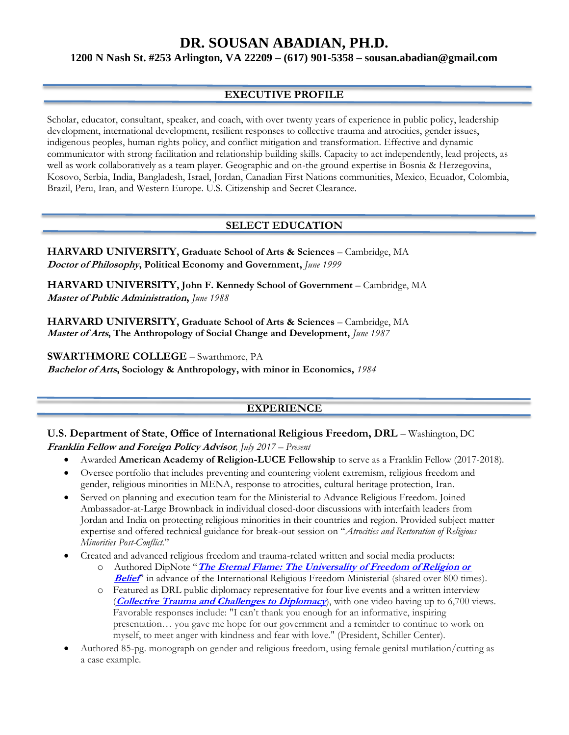# DR. SOUSAN ABADIAN, PH.D.

**1200 N Nash St. #253 Arlington, VA 22209 – (617) 901-5358 – sousan.abadian@gmail.com**

## EXECUTIVE PROFILE

Scholar, educator, consultant, speaker, and coach, with over twenty years of experience in public policy, leadership development, international development, resilient responses to collective trauma and atrocities, gender issues, indigenous peoples, human rights policy, and conflict mitigation and transformation. Effective and dynamic communicator with strong facilitation and relationship building skills. Capacity to act independently, lead projects, as well as work collaboratively as a team player. Geographic and on-the ground expertise in Bosnia & Herzegovina, Kosovo, Serbia, India, Bangladesh, Israel, Jordan, Canadian First Nations communities, Mexico, Ecuador, Colombia, Brazil, Peru, Iran, and Western Europe. U.S. Citizenship and Secret Clearance.

## SELECT EDUCATION

**HARVARD UNIVERSITY, Graduate School of Arts & Sciences** – Cambridge, MA
***Doctor of Philosophy*, Political Economy and Government,** *June 1999*

**HARVARD UNIVERSITY, John F. Kennedy School of Government** – Cambridge, MA
***Master of Public Administration*,** *June 1988*

**HARVARD UNIVERSITY, Graduate School of Arts & Sciences** – Cambridge, MA
***Master of Arts*, The Anthropology of Social Change and Development,** *June 1987*

**SWARTHMORE COLLEGE** – Swarthmore, PA
***Bachelor of Arts*, Sociology & Anthropology, with minor in Economics,** *1984*

## EXPERIENCE

**U.S. Department of State, Office of International Religious Freedom, DRL** – Washington, DC
***Franklin Fellow and Foreign Policy Advisor**, July 2017 – Present*

- Awarded **American Academy of Religion-LUCE Fellowship** to serve as a Franklin Fellow (2017-2018).
- Oversee portfolio that includes preventing and countering violent extremism, religious freedom and gender, religious minorities in MENA, response to atrocities, cultural heritage protection, Iran.
- Served on planning and execution team for the Ministerial to Advance Religious Freedom. Joined Ambassador-at-Large Brownback in individual closed-door discussions with interfaith leaders from Jordan and India on protecting religious minorities in their countries and region. Provided subject matter expertise and offered technical guidance for break-out session on "*Atrocities and Restoration of Religious Minorities Post-Conflict.*"
- Created and advanced religious freedom and trauma-related written and social media products:
  - Authored DipNote "***The Eternal Flame: The Universality of Freedom of Religion or Belief***" in advance of the International Religious Freedom Ministerial (shared over 800 times).
  - Featured as DRL public diplomacy representative for four live events and a written interview (***Collective Trauma and Challenges to Diplomacy***), with one video having up to 6,700 views. Favorable responses include: "I can't thank you enough for an informative, inspiring presentation… you gave me hope for our government and a reminder to continue to work on myself, to meet anger with kindness and fear with love." (President, Schiller Center).
- Authored 85-pg. monograph on gender and religious freedom, using female genital mutilation/cutting as a case example.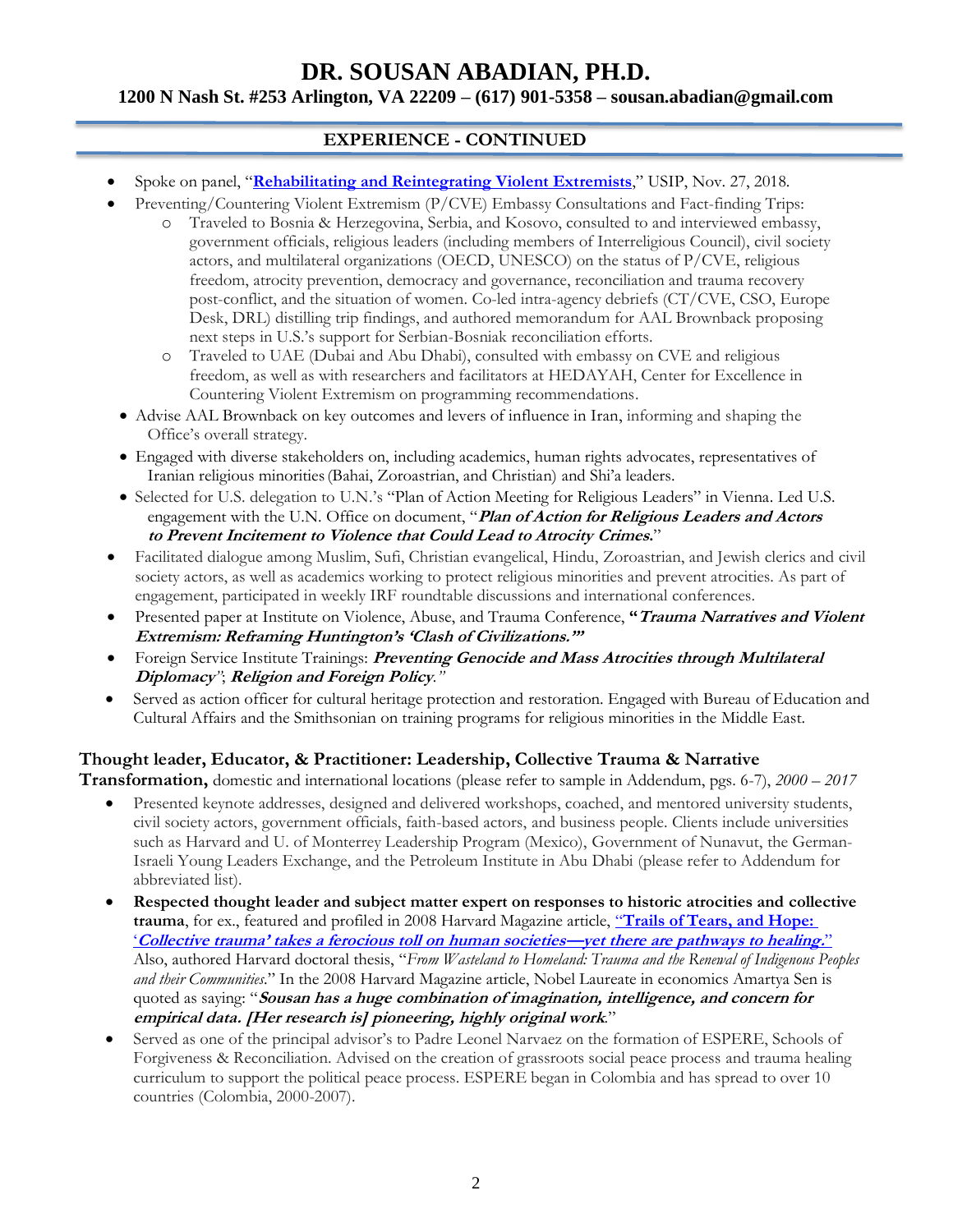# DR. SOUSAN ABADIAN, PH.D.

**1200 N Nash St. #253 Arlington, VA 22209 – (617) 901-5358 – sousan.abadian@gmail.com**

## EXPERIENCE - CONTINUED

- Spoke on panel, "**Rehabilitating and Reintegrating Violent Extremists**," USIP, Nov. 27, 2018.
- Preventing/Countering Violent Extremism (P/CVE) Embassy Consultations and Fact-finding Trips:
  - Traveled to Bosnia & Herzegovina, Serbia, and Kosovo, consulted to and interviewed embassy, government officials, religious leaders (including members of Interreligious Council), civil society actors, and multilateral organizations (OECD, UNESCO) on the status of P/CVE, religious freedom, atrocity prevention, democracy and governance, reconciliation and trauma recovery post-conflict, and the situation of women. Co-led intra-agency debriefs (CT/CVE, CSO, Europe Desk, DRL) distilling trip findings, and authored memorandum for AAL Brownback proposing next steps in U.S.'s support for Serbian-Bosniak reconciliation efforts.
  - Traveled to UAE (Dubai and Abu Dhabi), consulted with embassy on CVE and religious freedom, as well as with researchers and facilitators at HEDAYAH, Center for Excellence in Countering Violent Extremism on programming recommendations.
- Advise AAL Brownback on key outcomes and levers of influence in Iran, informing and shaping the Office's overall strategy.
- Engaged with diverse stakeholders on, including academics, human rights advocates, representatives of Iranian religious minorities (Bahai, Zoroastrian, and Christian) and Shi'a leaders.
- Selected for U.S. delegation to U.N.'s "Plan of Action Meeting for Religious Leaders" in Vienna. Led U.S. engagement with the U.N. Office on document, "***Plan of Action for Religious Leaders and Actors to Prevent Incitement to Violence that Could Lead to Atrocity Crimes.***"
- Facilitated dialogue among Muslim, Sufi, Christian evangelical, Hindu, Zoroastrian, and Jewish clerics and civil society actors, as well as academics working to protect religious minorities and prevent atrocities. As part of engagement, participated in weekly IRF roundtable discussions and international conferences.
- Presented paper at Institute on Violence, Abuse, and Trauma Conference, **"*Trauma Narratives and Violent Extremism: Reframing Huntington's 'Clash of Civilizations.'*"**
- Foreign Service Institute Trainings: ***Preventing Genocide and Mass Atrocities through Multilateral Diplomacy***"; ***Religion and Foreign Policy***."
- Served as action officer for cultural heritage protection and restoration. Engaged with Bureau of Education and Cultural Affairs and the Smithsonian on training programs for religious minorities in the Middle East.

**Thought leader, Educator, & Practitioner: Leadership, Collective Trauma & Narrative Transformation,** domestic and international locations (please refer to sample in Addendum, pgs. 6-7), *2000 – 2017*

- Presented keynote addresses, designed and delivered workshops, coached, and mentored university students, civil society actors, government officials, faith-based actors, and business people. Clients include universities such as Harvard and U. of Monterrey Leadership Program (Mexico), Government of Nunavut, the German-Israeli Young Leaders Exchange, and the Petroleum Institute in Abu Dhabi (please refer to Addendum for abbreviated list).
- **Respected thought leader and subject matter expert on responses to historic atrocities and collective trauma**, for ex., featured and profiled in 2008 Harvard Magazine article, "**Trails of Tears, and Hope: '*Collective trauma' takes a ferocious toll on human societies—yet there are pathways to healing.***" Also, authored Harvard doctoral thesis, "*From Wasteland to Homeland: Trauma and the Renewal of Indigenous Peoples and their Communities.*" In the 2008 Harvard Magazine article, Nobel Laureate in economics Amartya Sen is quoted as saying: "***Sousan has a huge combination of imagination, intelligence, and concern for empirical data. [Her research is] pioneering, highly original work.***"
- Served as one of the principal advisor's to Padre Leonel Narvaez on the formation of ESPERE, Schools of Forgiveness & Reconciliation. Advised on the creation of grassroots social peace process and trauma healing curriculum to support the political peace process. ESPERE began in Colombia and has spread to over 10 countries (Colombia, 2000-2007).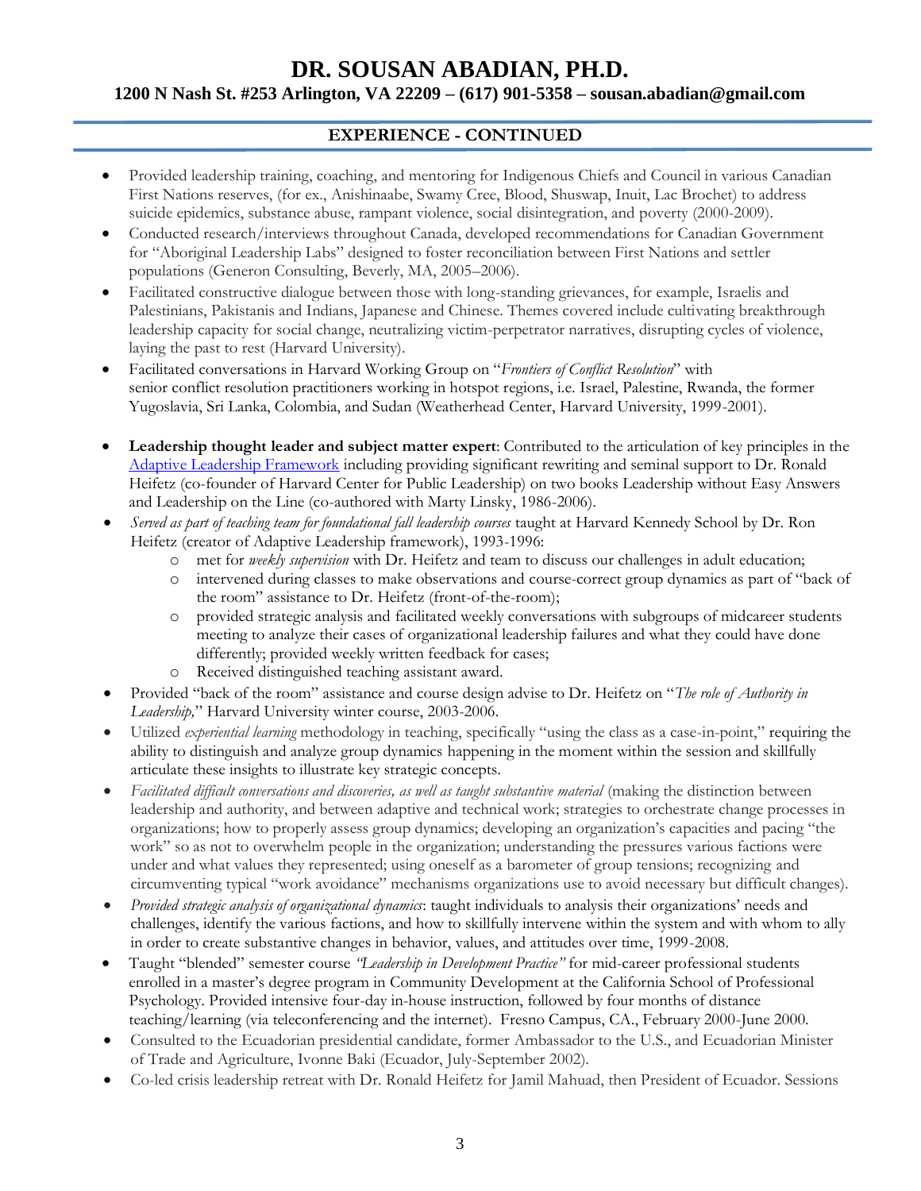# DR. SOUSAN ABADIAN, PH.D.

**1200 N Nash St. #253 Arlington, VA 22209 – (617) 901-5358 – sousan.abadian@gmail.com**

## EXPERIENCE - CONTINUED

- Provided leadership training, coaching, and mentoring for Indigenous Chiefs and Council in various Canadian First Nations reserves, (for ex., Anishinaabe, Swamy Cree, Blood, Shuswap, Inuit, Lac Brochet) to address suicide epidemics, substance abuse, rampant violence, social disintegration, and poverty (2000-2009).
- Conducted research/interviews throughout Canada, developed recommendations for Canadian Government for "Aboriginal Leadership Labs" designed to foster reconciliation between First Nations and settler populations (Generon Consulting, Beverly, MA, 2005–2006).
- Facilitated constructive dialogue between those with long-standing grievances, for example, Israelis and Palestinians, Pakistanis and Indians, Japanese and Chinese. Themes covered include cultivating breakthrough leadership capacity for social change, neutralizing victim-perpetrator narratives, disrupting cycles of violence, laying the past to rest (Harvard University).
- Facilitated conversations in Harvard Working Group on "*Frontiers of Conflict Resolution*" with senior conflict resolution practitioners working in hotspot regions, i.e. Israel, Palestine, Rwanda, the former Yugoslavia, Sri Lanka, Colombia, and Sudan (Weatherhead Center, Harvard University, 1999-2001).

- **Leadership thought leader and subject matter expert**: Contributed to the articulation of key principles in the Adaptive Leadership Framework including providing significant rewriting and seminal support to Dr. Ronald Heifetz (co-founder of Harvard Center for Public Leadership) on two books Leadership without Easy Answers and Leadership on the Line (co-authored with Marty Linsky, 1986-2006).
- *Served as part of teaching team for foundational fall leadership courses* taught at Harvard Kennedy School by Dr. Ron Heifetz (creator of Adaptive Leadership framework), 1993-1996:
  - met for *weekly supervision* with Dr. Heifetz and team to discuss our challenges in adult education;
  - intervened during classes to make observations and course-correct group dynamics as part of "back of the room" assistance to Dr. Heifetz (front-of-the-room);
  - provided strategic analysis and facilitated weekly conversations with subgroups of midcareer students meeting to analyze their cases of organizational leadership failures and what they could have done differently; provided weekly written feedback for cases;
  - Received distinguished teaching assistant award.
- Provided "back of the room" assistance and course design advise to Dr. Heifetz on "*The role of Authority in Leadership,*" Harvard University winter course, 2003-2006.
- Utilized *experiential learning* methodology in teaching, specifically "using the class as a case-in-point," requiring the ability to distinguish and analyze group dynamics happening in the moment within the session and skillfully articulate these insights to illustrate key strategic concepts.
- *Facilitated difficult conversations and discoveries, as well as taught substantive material* (making the distinction between leadership and authority, and between adaptive and technical work; strategies to orchestrate change processes in organizations; how to properly assess group dynamics; developing an organization's capacities and pacing "the work" so as not to overwhelm people in the organization; understanding the pressures various factions were under and what values they represented; using oneself as a barometer of group tensions; recognizing and circumventing typical "work avoidance" mechanisms organizations use to avoid necessary but difficult changes).
- *Provided strategic analysis of organizational dynamics*: taught individuals to analysis their organizations' needs and challenges, identify the various factions, and how to skillfully intervene within the system and with whom to ally in order to create substantive changes in behavior, values, and attitudes over time, 1999-2008.
- Taught "blended" semester course *"Leadership in Development Practice"* for mid-career professional students enrolled in a master's degree program in Community Development at the California School of Professional Psychology. Provided intensive four-day in-house instruction, followed by four months of distance teaching/learning (via teleconferencing and the internet). Fresno Campus, CA., February 2000-June 2000.
- Consulted to the Ecuadorian presidential candidate, former Ambassador to the U.S., and Ecuadorian Minister of Trade and Agriculture, Ivonne Baki (Ecuador, July-September 2002).
- Co-led crisis leadership retreat with Dr. Ronald Heifetz for Jamil Mahuad, then President of Ecuador. Sessions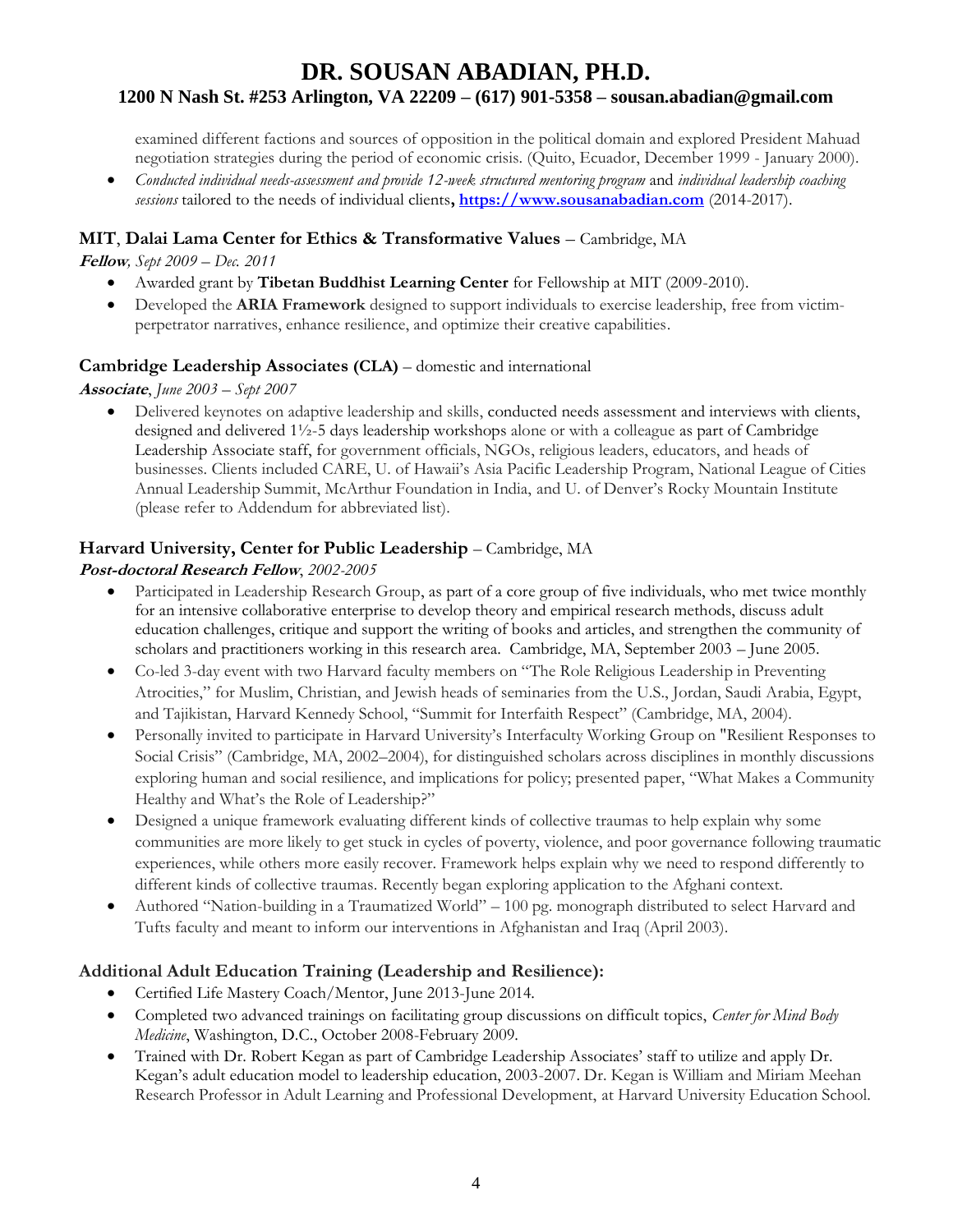examined different factions and sources of opposition in the political domain and explored President Mahuad negotiation strategies during the period of economic crisis. (Quito, Ecuador, December 1999 - January 2000).

- *Conducted individual needs-assessment and provide 12-week structured mentoring program* and *individual leadership coaching sessions* tailored to the needs of individual clients**,** **https://www.sousanabadian.com** (2014-2017).

### **MIT**, **Dalai Lama Center for Ethics & Transformative Values** – Cambridge, MA

***Fellow**, Sept 2009 – Dec. 2011*

- Awarded grant by **Tibetan Buddhist Learning Center** for Fellowship at MIT (2009-2010).
- Developed the **ARIA Framework** designed to support individuals to exercise leadership, free from victim-perpetrator narratives, enhance resilience, and optimize their creative capabilities.

### **Cambridge Leadership Associates (CLA)** – domestic and international

***Associate**, June 2003 – Sept 2007*

- Delivered keynotes on adaptive leadership and skills, conducted needs assessment and interviews with clients, designed and delivered 1½-5 days leadership workshops alone or with a colleague as part of Cambridge Leadership Associate staff, for government officials, NGOs, religious leaders, educators, and heads of businesses. Clients included CARE, U. of Hawaii's Asia Pacific Leadership Program, National League of Cities Annual Leadership Summit, McArthur Foundation in India, and U. of Denver's Rocky Mountain Institute (please refer to Addendum for abbreviated list).

### **Harvard University, Center for Public Leadership** – Cambridge, MA

***Post-doctoral Research Fellow**, 2002-2005*

- Participated in Leadership Research Group, as part of a core group of five individuals, who met twice monthly for an intensive collaborative enterprise to develop theory and empirical research methods, discuss adult education challenges, critique and support the writing of books and articles, and strengthen the community of scholars and practitioners working in this research area. Cambridge, MA, September 2003 – June 2005.
- Co-led 3-day event with two Harvard faculty members on "The Role Religious Leadership in Preventing Atrocities," for Muslim, Christian, and Jewish heads of seminaries from the U.S., Jordan, Saudi Arabia, Egypt, and Tajikistan, Harvard Kennedy School, "Summit for Interfaith Respect" (Cambridge, MA, 2004).
- Personally invited to participate in Harvard University's Interfaculty Working Group on "Resilient Responses to Social Crisis" (Cambridge, MA, 2002–2004), for distinguished scholars across disciplines in monthly discussions exploring human and social resilience, and implications for policy; presented paper, "What Makes a Community Healthy and What's the Role of Leadership?"
- Designed a unique framework evaluating different kinds of collective traumas to help explain why some communities are more likely to get stuck in cycles of poverty, violence, and poor governance following traumatic experiences, while others more easily recover. Framework helps explain why we need to respond differently to different kinds of collective traumas. Recently began exploring application to the Afghani context.
- Authored "Nation-building in a Traumatized World" – 100 pg. monograph distributed to select Harvard and Tufts faculty and meant to inform our interventions in Afghanistan and Iraq (April 2003).

### **Additional Adult Education Training (Leadership and Resilience):**

- Certified Life Mastery Coach/Mentor, June 2013-June 2014.
- Completed two advanced trainings on facilitating group discussions on difficult topics, *Center for Mind Body Medicine*, Washington, D.C., October 2008-February 2009.
- Trained with Dr. Robert Kegan as part of Cambridge Leadership Associates' staff to utilize and apply Dr. Kegan's adult education model to leadership education, 2003-2007. Dr. Kegan is William and Miriam Meehan Research Professor in Adult Learning and Professional Development, at Harvard University Education School.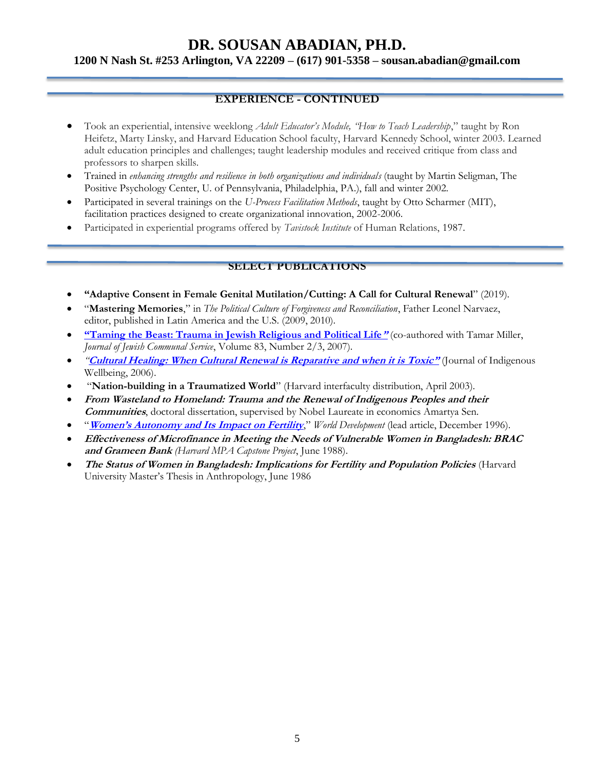# DR. SOUSAN ABADIAN, PH.D.

**1200 N Nash St. #253 Arlington, VA 22209 – (617) 901-5358 – sousan.abadian@gmail.com**

## EXPERIENCE - CONTINUED

- Took an experiential, intensive weeklong *Adult Educator's Module, "How to Teach Leadership*," taught by Ron Heifetz, Marty Linsky, and Harvard Education School faculty, Harvard Kennedy School, winter 2003. Learned adult education principles and challenges; taught leadership modules and received critique from class and professors to sharpen skills.
- Trained in *enhancing strengths and resilience in both organizations and individuals* (taught by Martin Seligman, The Positive Psychology Center, U. of Pennsylvania, Philadelphia, PA.), fall and winter 2002.
- Participated in several trainings on the *U-Process Facilitation Methods*, taught by Otto Scharmer (MIT), facilitation practices designed to create organizational innovation, 2002-2006.
- Participated in experiential programs offered by *Tavistock Institute* of Human Relations, 1987.

## SELECT PUBLICATIONS

- **"Adaptive Consent in Female Genital Mutilation/Cutting: A Call for Cultural Renewal**" (2019).
- "**Mastering Memories**," in *The Political Culture of Forgiveness and Reconciliation*, Father Leonel Narvaez, editor, published in Latin America and the U.S. (2009, 2010).
- **"Taming the Beast: Trauma in Jewish Religious and Political Life"** (co-authored with Tamar Miller, *Journal of Jewish Communal Service*, Volume 83, Number 2/3, 2007).
- *"**Cultural Healing: When Cultural Renewal is Reparative and when it is Toxic**"* (Journal of Indigenous Wellbeing, 2006).
- "**Nation-building in a Traumatized World**" (Harvard interfaculty distribution, April 2003).
- ***From Wasteland to Homeland: Trauma and the Renewal of Indigenous Peoples and their Communities***, doctoral dissertation, supervised by Nobel Laureate in economics Amartya Sen.
- "***Women's Autonomy and Its Impact on Fertility***," *World Development* (lead article, December 1996).
- ***Effectiveness of Microfinance in Meeting the Needs of Vulnerable Women in Bangladesh: BRAC and Grameen Bank*** *(Harvard MPA Capstone Project*, June 1988).
- ***The Status of Women in Bangladesh: Implications for Fertility and Population Policies*** (Harvard University Master's Thesis in Anthropology, June 1986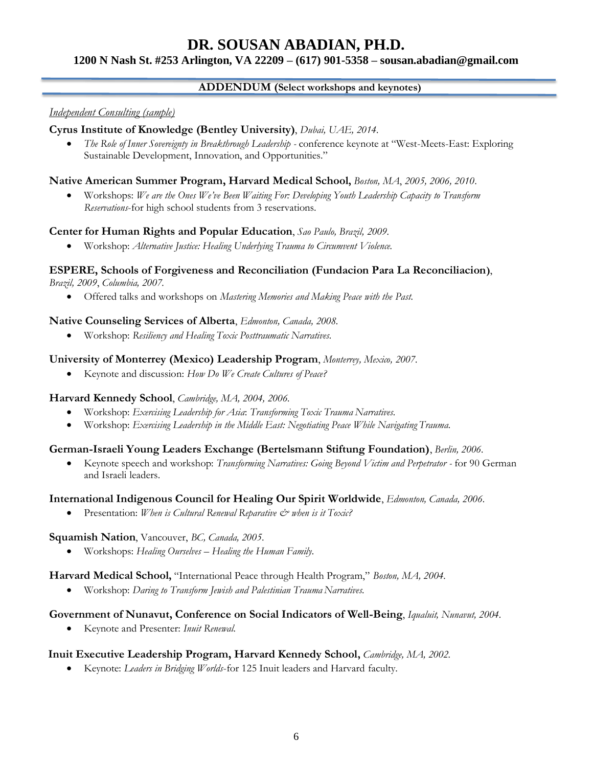# DR. SOUSAN ABADIAN, PH.D.

**1200 N Nash St. #253 Arlington, VA 22209 – (617) 901-5358 – sousan.abadian@gmail.com**

**ADDENDUM (Select workshops and keynotes)**

<u>*Independent Consulting (sample)*</u>

**Cyrus Institute of Knowledge (Bentley University)**, *Dubai, UAE, 2014.*

- *The Role of Inner Sovereignty in Breakthrough Leadership* - conference keynote at "West-Meets-East: Exploring Sustainable Development, Innovation, and Opportunities."

**Native American Summer Program, Harvard Medical School,** *Boston, MA, 2005, 2006, 2010.*

- Workshops: *We are the Ones We've Been Waiting For: Developing Youth Leadership Capacity to Transform Reservations*-for high school students from 3 reservations.

**Center for Human Rights and Popular Education**, *Sao Paulo, Brazil, 2009.*

- Workshop: *Alternative Justice: Healing Underlying Trauma to Circumvent Violence.*

**ESPERE, Schools of Forgiveness and Reconciliation (Fundacion Para La Reconciliacion)**, *Brazil, 2009*, *Columbia, 2007.*

- Offered talks and workshops on *Mastering Memories and Making Peace with the Past.*

**Native Counseling Services of Alberta**, *Edmonton, Canada, 2008.*

- Workshop: *Resiliency and Healing Toxic Posttraumatic Narratives.*

**University of Monterrey (Mexico) Leadership Program**, *Monterrey, Mexico, 2007.*

- Keynote and discussion: *How Do We Create Cultures of Peace?*

**Harvard Kennedy School**, *Cambridge, MA, 2004, 2006.*

- Workshop: *Exercising Leadership for Asia*: *Transforming Toxic Trauma Narratives.*
- Workshop: *Exercising Leadership in the Middle East: Negotiating Peace While Navigating Trauma.*

**German-Israeli Young Leaders Exchange (Bertelsmann Stiftung Foundation)**, *Berlin, 2006.*

- Keynote speech and workshop: *Transforming Narratives: Going Beyond Victim and Perpetrator* - for 90 German and Israeli leaders.

**International Indigenous Council for Healing Our Spirit Worldwide**, *Edmonton, Canada, 2006.*

- Presentation: *When is Cultural Renewal Reparative & when is it Toxic?*

**Squamish Nation**, Vancouver, *BC, Canada, 2005.*

- Workshops: *Healing Ourselves – Healing the Human Family.*

**Harvard Medical School,** "International Peace through Health Program," *Boston, MA, 2004.*

- Workshop: *Daring to Transform Jewish and Palestinian Trauma Narratives.*

**Government of Nunavut, Conference on Social Indicators of Well-Being**, *Iqualuit, Nunavut, 2004.*

- Keynote and Presenter: *Inuit Renewal.*

**Inuit Executive Leadership Program, Harvard Kennedy School,** *Cambridge, MA, 2002.*

- Keynote: *Leaders in Bridging Worlds*-for 125 Inuit leaders and Harvard faculty.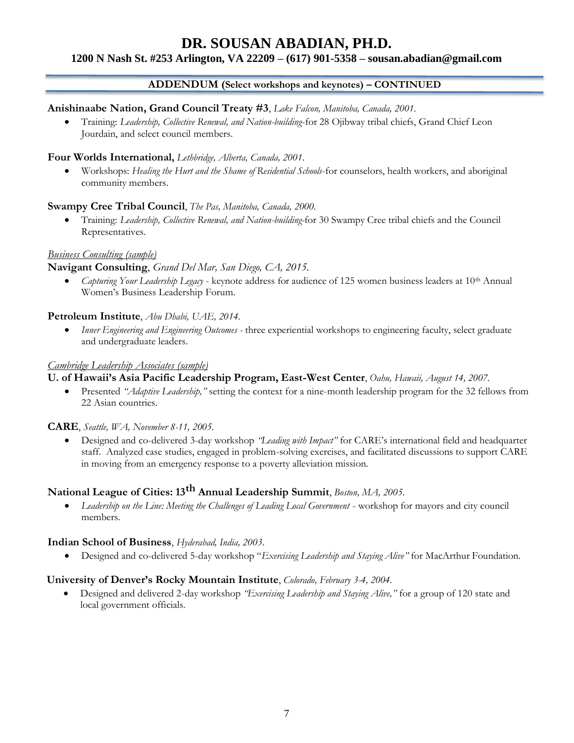# DR. SOUSAN ABADIAN, PH.D.

**1200 N Nash St. #253 Arlington, VA 22209 – (617) 901-5358 – sousan.abadian@gmail.com**

## ADDENDUM (Select workshops and keynotes) – CONTINUED

**Anishinaabe Nation, Grand Council Treaty #3**, *Lake Falcon, Manitoba, Canada, 2001.*

- Training: *Leadership, Collective Renewal, and Nation-building*-for 28 Ojibway tribal chiefs, Grand Chief Leon Jourdain, and select council members.

**Four Worlds International,** *Lethbridge, Alberta, Canada, 2001.*

- Workshops: *Healing the Hurt and the Shame of Residential Schools*-for counselors, health workers, and aboriginal community members.

**Swampy Cree Tribal Council**, *The Pas, Manitoba, Canada, 2000.*

- Training: *Leadership, Collective Renewal, and Nation-building*-for 30 Swampy Cree tribal chiefs and the Council Representatives.

*Business Consulting (sample)*

**Navigant Consulting**, *Grand Del Mar, San Diego, CA, 2015.*

- *Capturing Your Leadership Legacy* - keynote address for audience of 125 women business leaders at 10th Annual Women's Business Leadership Forum.

**Petroleum Institute**, *Abu Dhabi, UAE, 2014.*

- *Inner Engineering and Engineering Outcomes* - three experiential workshops to engineering faculty, select graduate and undergraduate leaders.

*Cambridge Leadership Associates (sample)*

**U. of Hawaii's Asia Pacific Leadership Program, East-West Center**, *Oahu, Hawaii, August 14, 2007.*

- Presented *"Adaptive Leadership,"* setting the context for a nine-month leadership program for the 32 fellows from 22 Asian countries.

**CARE**, *Seattle, WA, November 8-11, 2005.*

- Designed and co-delivered 3-day workshop *"Leading with Impact"* for CARE's international field and headquarter staff. Analyzed case studies, engaged in problem-solving exercises, and facilitated discussions to support CARE in moving from an emergency response to a poverty alleviation mission.

**National League of Cities: 13th Annual Leadership Summit**, *Boston, MA, 2005.*

- *Leadership on the Line: Meeting the Challenges of Leading Local Government* - workshop for mayors and city council members.

**Indian School of Business**, *Hyderabad, India, 2003.*

- Designed and co-delivered 5-day workshop "*Exercising Leadership and Staying Alive"* for MacArthur Foundation.

**University of Denver's Rocky Mountain Institute**, *Colorado, February 3-4, 2004.*

- Designed and delivered 2-day workshop *"Exercising Leadership and Staying Alive,"* for a group of 120 state and local government officials.